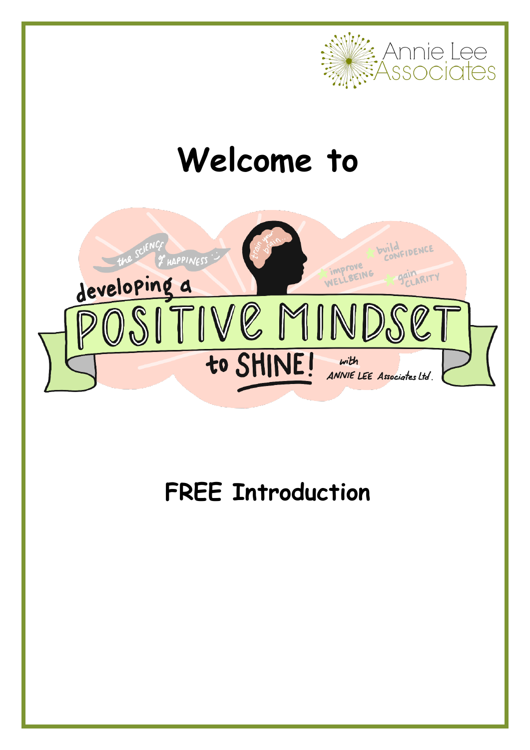Annie Lee Associates

# Welcome to

the SCIENCE of HAPPINESS

developing a

# POSITIVE MINDSET

to SHINE!

with ANNIE LEE Associates Ltd.

train your brain...

improve WELLBEING

build CONFIDENCE

gain CLARITY

## FREE Introduction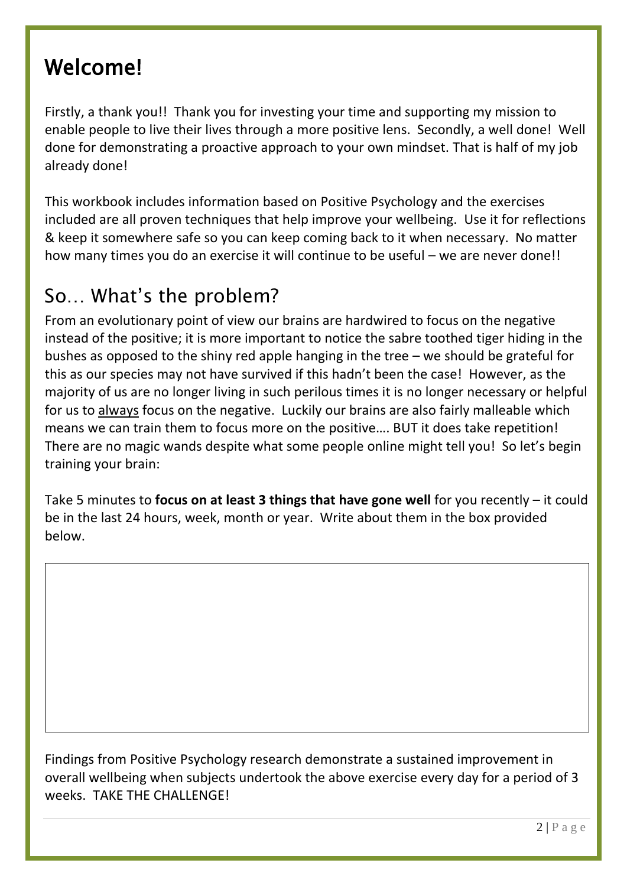# Welcome!

Firstly, a thank you!! Thank you for investing your time and supporting my mission to enable people to live their lives through a more positive lens. Secondly, a well done! Well done for demonstrating a proactive approach to your own mindset. That is half of my job already done!

This workbook includes information based on Positive Psychology and the exercises included are all proven techniques that help improve your wellbeing. Use it for reflections & keep it somewhere safe so you can keep coming back to it when necessary. No matter how many times you do an exercise it will continue to be useful – we are never done!!

## So… What's the problem?

From an evolutionary point of view our brains are hardwired to focus on the negative instead of the positive; it is more important to notice the sabre toothed tiger hiding in the bushes as opposed to the shiny red apple hanging in the tree – we should be grateful for this as our species may not have survived if this hadn't been the case! However, as the majority of us are no longer living in such perilous times it is no longer necessary or helpful for us to <u>always</u> focus on the negative. Luckily our brains are also fairly malleable which means we can train them to focus more on the positive…. BUT it does take repetition! There are no magic wands despite what some people online might tell you! So let's begin training your brain:

Take 5 minutes to **focus on at least 3 things that have gone well** for you recently – it could be in the last 24 hours, week, month or year. Write about them in the box provided below.

| |
|---|
| |

Findings from Positive Psychology research demonstrate a sustained improvement in overall wellbeing when subjects undertook the above exercise every day for a period of 3 weeks. TAKE THE CHALLENGE!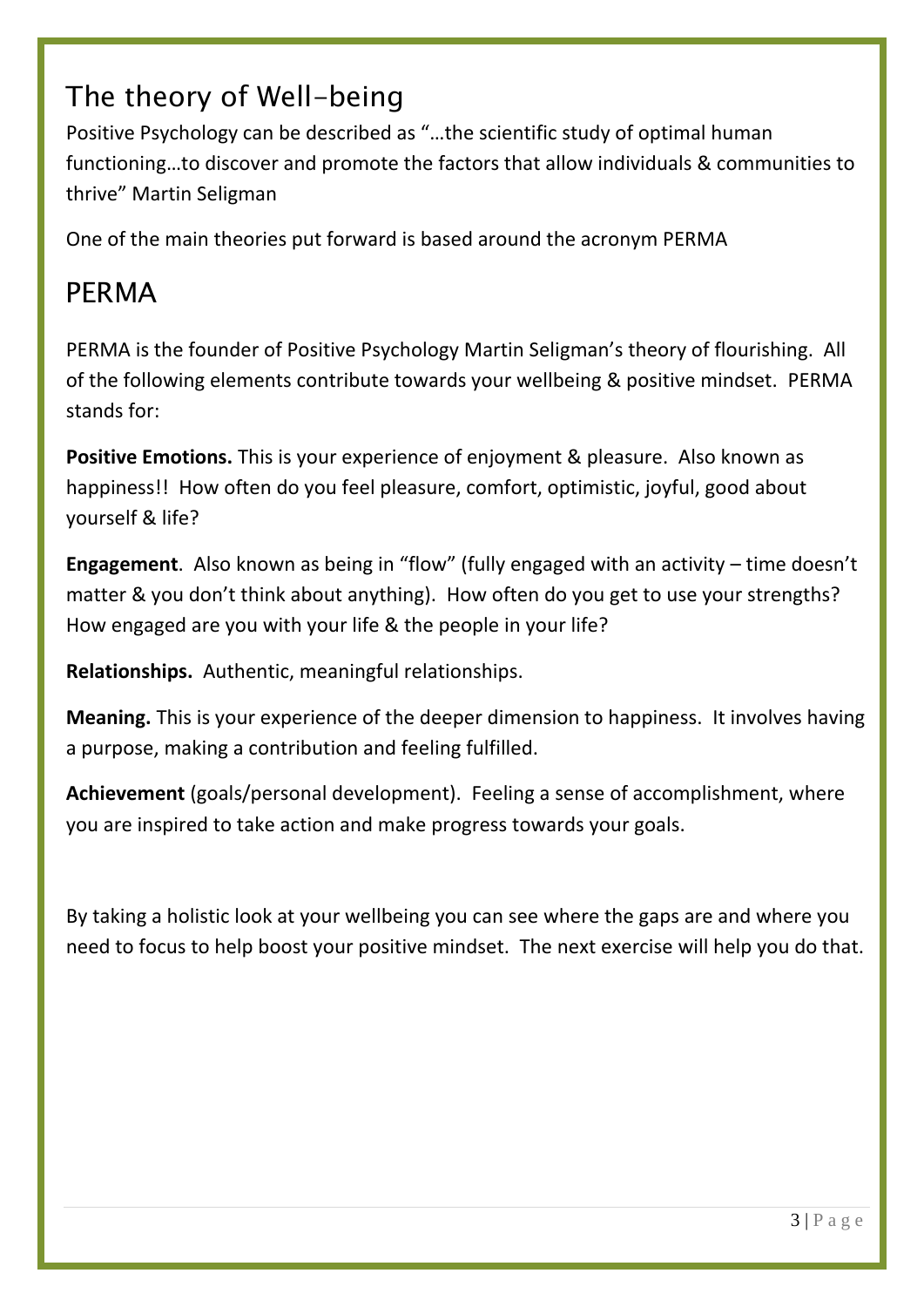## The theory of Well-being

Positive Psychology can be described as "…the scientific study of optimal human functioning…to discover and promote the factors that allow individuals & communities to thrive" Martin Seligman

One of the main theories put forward is based around the acronym PERMA

## PERMA

PERMA is the founder of Positive Psychology Martin Seligman's theory of flourishing. All of the following elements contribute towards your wellbeing & positive mindset. PERMA stands for:

**Positive Emotions.** This is your experience of enjoyment & pleasure. Also known as happiness!! How often do you feel pleasure, comfort, optimistic, joyful, good about yourself & life?

**Engagement**. Also known as being in "flow" (fully engaged with an activity – time doesn't matter & you don't think about anything). How often do you get to use your strengths? How engaged are you with your life & the people in your life?

**Relationships.** Authentic, meaningful relationships.

**Meaning.** This is your experience of the deeper dimension to happiness. It involves having a purpose, making a contribution and feeling fulfilled.

**Achievement** (goals/personal development). Feeling a sense of accomplishment, where you are inspired to take action and make progress towards your goals.

By taking a holistic look at your wellbeing you can see where the gaps are and where you need to focus to help boost your positive mindset. The next exercise will help you do that.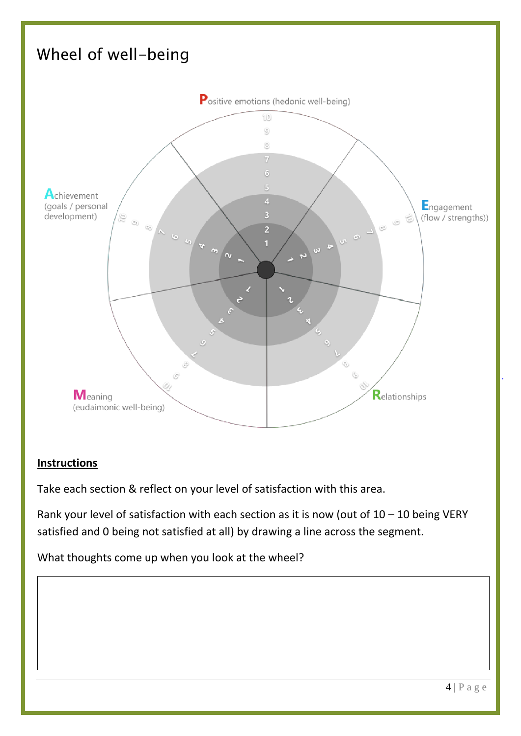# Wheel of well-being

Positive emotions (hedonic well-being)

Engagement (flow / strengths))

Relationships

Meaning (eudaimonic well-being)

Achievement (goals / personal development)

## Instructions

Take each section & reflect on your level of satisfaction with this area.

Rank your level of satisfaction with each section as it is now (out of 10 – 10 being VERY satisfied and 0 being not satisfied at all) by drawing a line across the segment.

What thoughts come up when you look at the wheel?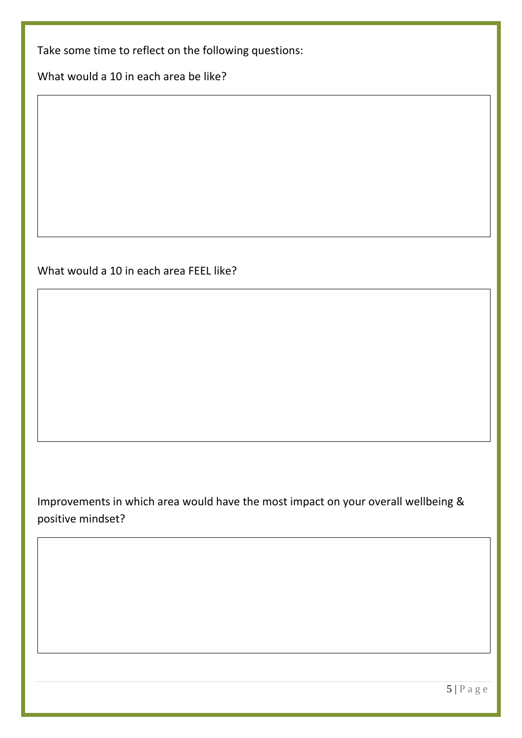Take some time to reflect on the following questions:

What would a 10 in each area be like?

What would a 10 in each area FEEL like?

Improvements in which area would have the most impact on your overall wellbeing & positive mindset?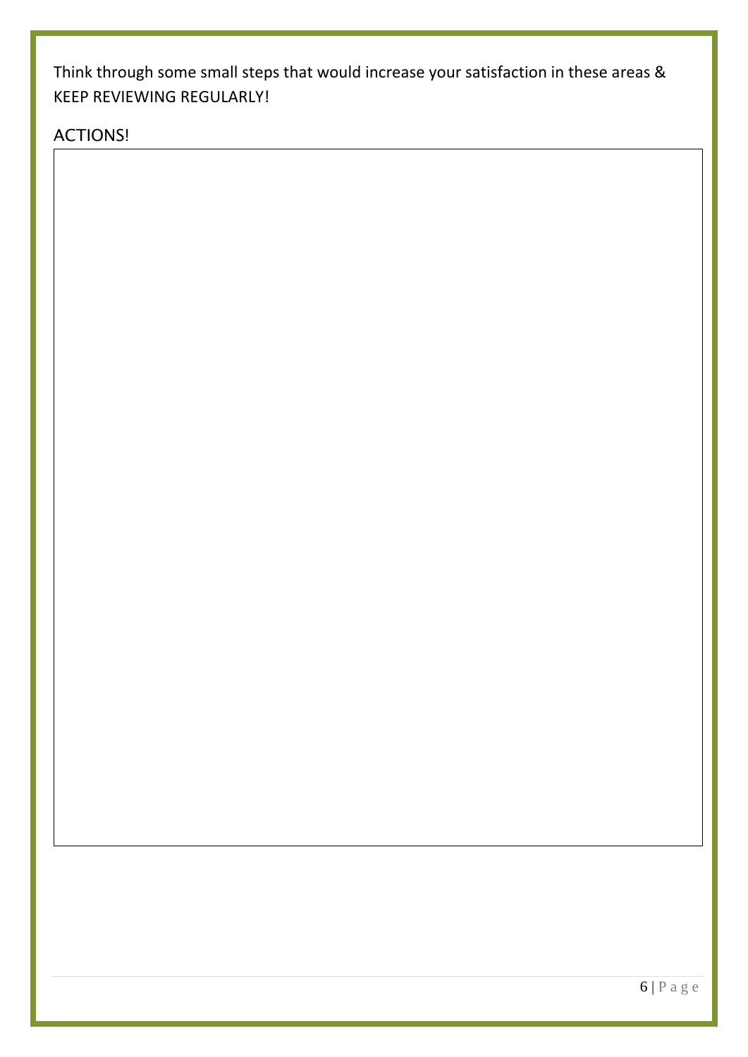Think through some small steps that would increase your satisfaction in these areas & KEEP REVIEWING REGULARLY!

ACTIONS!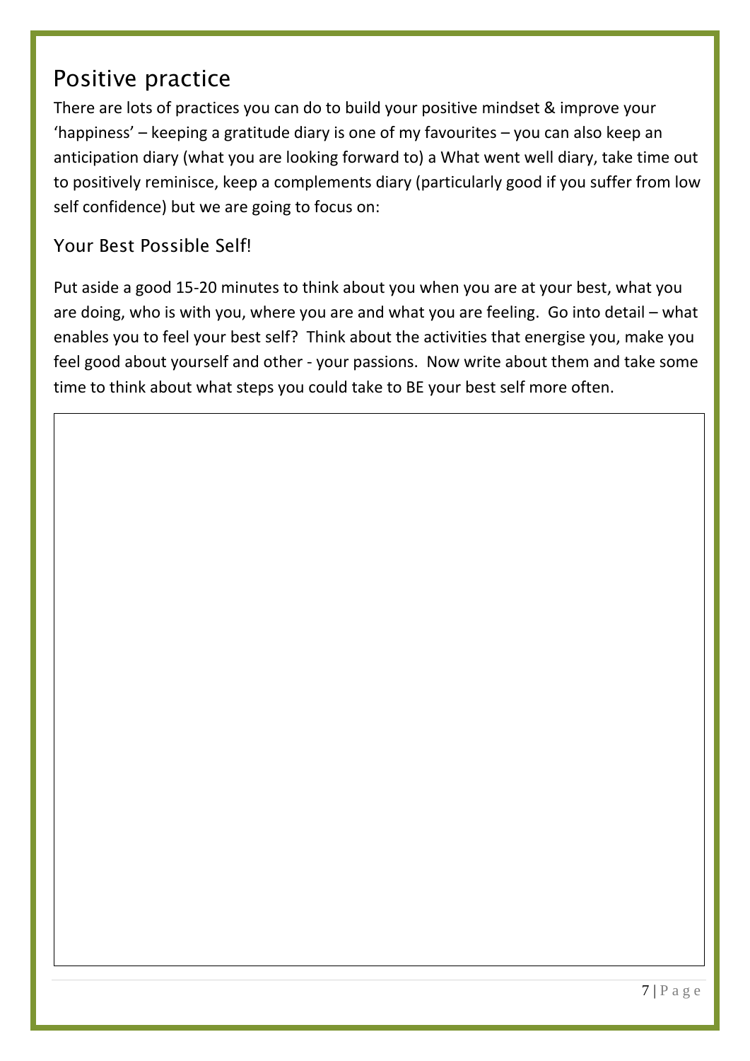## Positive practice

There are lots of practices you can do to build your positive mindset & improve your 'happiness' – keeping a gratitude diary is one of my favourites – you can also keep an anticipation diary (what you are looking forward to) a What went well diary, take time out to positively reminisce, keep a complements diary (particularly good if you suffer from low self confidence) but we are going to focus on:

### Your Best Possible Self!

Put aside a good 15-20 minutes to think about you when you are at your best, what you are doing, who is with you, where you are and what you are feeling. Go into detail – what enables you to feel your best self? Think about the activities that energise you, make you feel good about yourself and other - your passions. Now write about them and take some time to think about what steps you could take to BE your best self more often.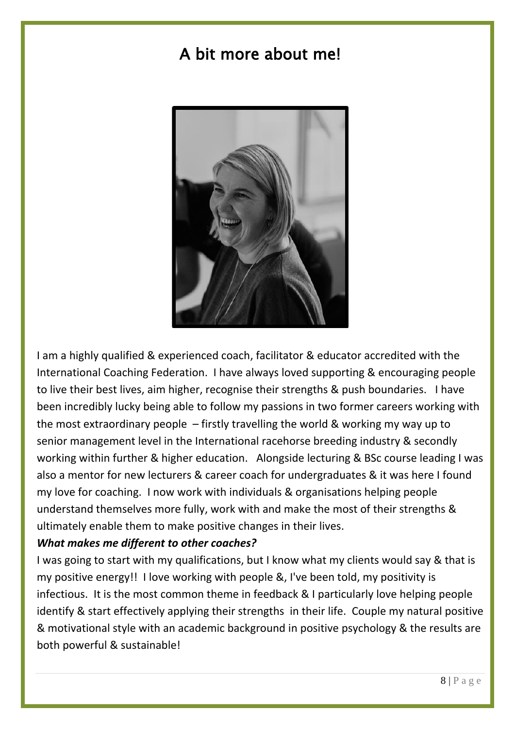# A bit more about me!

I am a highly qualified & experienced coach, facilitator & educator accredited with the International Coaching Federation. I have always loved supporting & encouraging people to live their best lives, aim higher, recognise their strengths & push boundaries. I have been incredibly lucky being able to follow my passions in two former careers working with the most extraordinary people – firstly travelling the world & working my way up to senior management level in the International racehorse breeding industry & secondly working within further & higher education. Alongside lecturing & BSc course leading I was also a mentor for new lecturers & career coach for undergraduates & it was here I found my love for coaching. I now work with individuals & organisations helping people understand themselves more fully, work with and make the most of their strengths & ultimately enable them to make positive changes in their lives.

***What makes me different to other coaches?***

I was going to start with my qualifications, but I know what my clients would say & that is my positive energy!! I love working with people &, I've been told, my positivity is infectious. It is the most common theme in feedback & I particularly love helping people identify & start effectively applying their strengths in their life. Couple my natural positive & motivational style with an academic background in positive psychology & the results are both powerful & sustainable!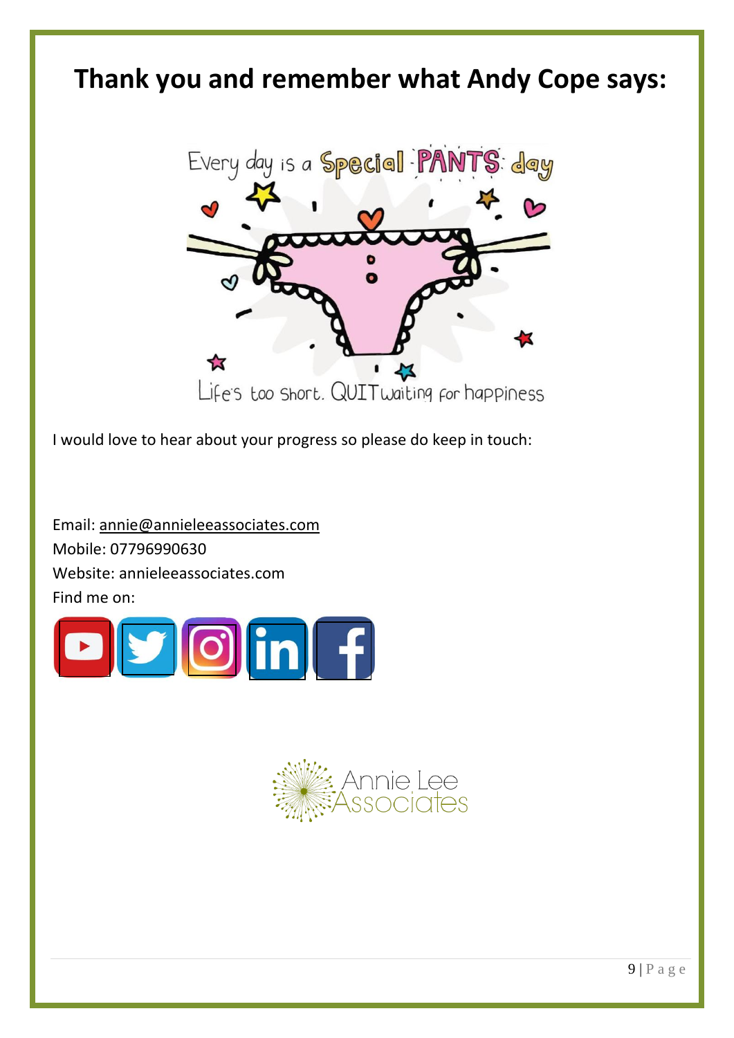# Thank you and remember what Andy Cope says:

Every day is a Special PANTS day

Life's too short. QUIT waiting for happiness

I would love to hear about your progress so please do keep in touch:

Email: annie@annieleeassociates.com
Mobile: 07796990630
Website: annieleeassociates.com
Find me on:

Annie Lee Associates